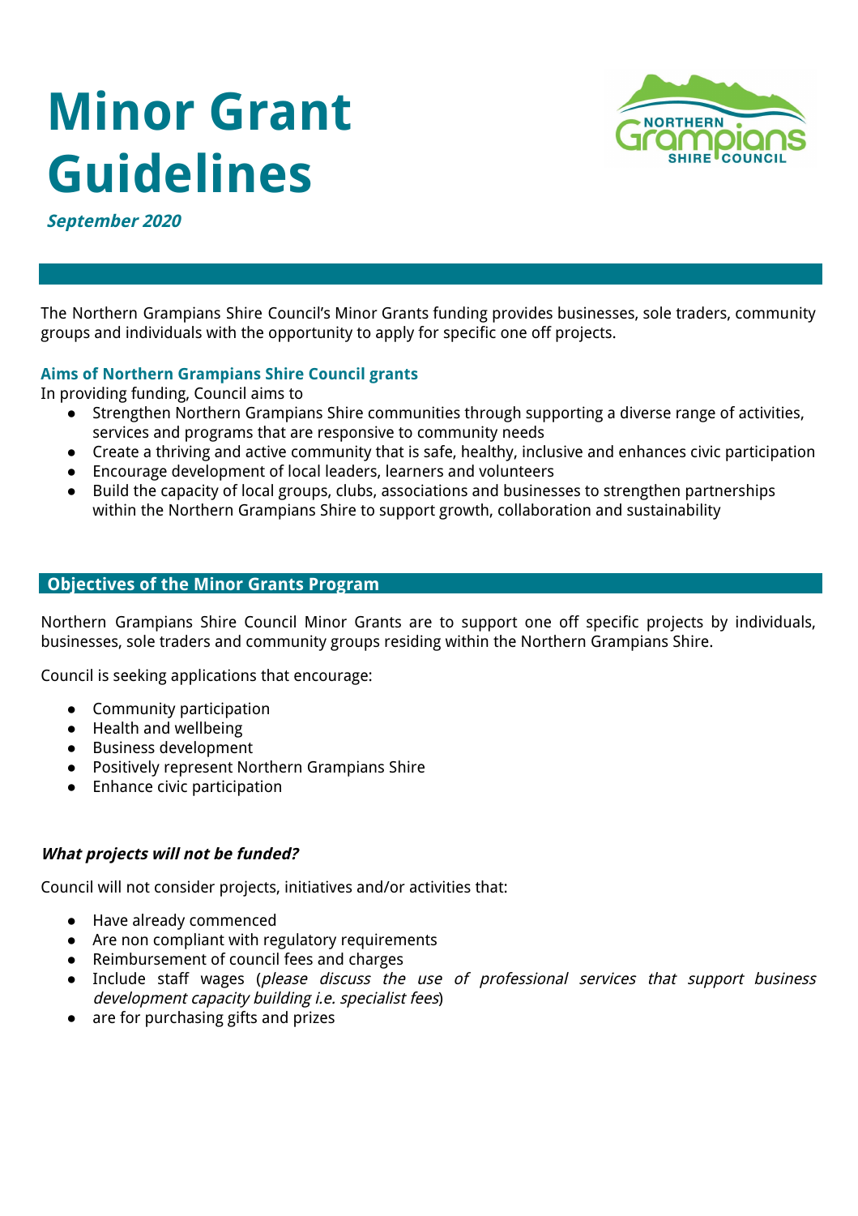# Minor Grant Guidelines

***September 2020***

The Northern Grampians Shire Council's Minor Grants funding provides businesses, sole traders, community groups and individuals with the opportunity to apply for specific one off projects.

**Aims of Northern Grampians Shire Council grants**

In providing funding, Council aims to

- Strengthen Northern Grampians Shire communities through supporting a diverse range of activities, services and programs that are responsive to community needs
- Create a thriving and active community that is safe, healthy, inclusive and enhances civic participation
- Encourage development of local leaders, learners and volunteers
- Build the capacity of local groups, clubs, associations and businesses to strengthen partnerships within the Northern Grampians Shire to support growth, collaboration and sustainability

## Objectives of the Minor Grants Program

Northern Grampians Shire Council Minor Grants are to support one off specific projects by individuals, businesses, sole traders and community groups residing within the Northern Grampians Shire.

Council is seeking applications that encourage:

- Community participation
- Health and wellbeing
- Business development
- Positively represent Northern Grampians Shire
- Enhance civic participation

***What projects will not be funded?***

Council will not consider projects, initiatives and/or activities that:

- Have already commenced
- Are non compliant with regulatory requirements
- Reimbursement of council fees and charges
- Include staff wages (*please discuss the use of professional services that support business development capacity building i.e. specialist fees*)
- are for purchasing gifts and prizes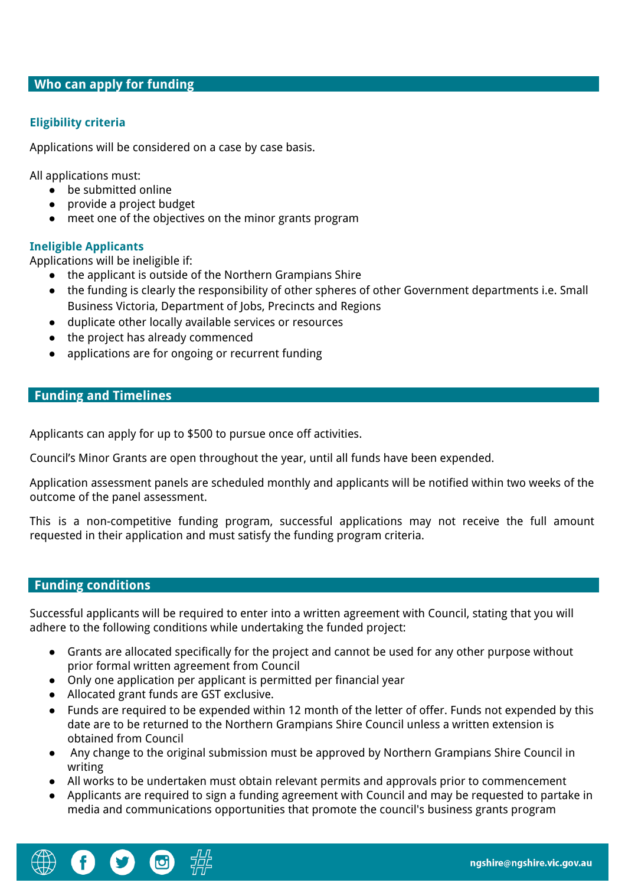## Who can apply for funding

### Eligibility criteria

Applications will be considered on a case by case basis.

All applications must:

- be submitted online
- provide a project budget
- meet one of the objectives on the minor grants program

### Ineligible Applicants

Applications will be ineligible if:

- the applicant is outside of the Northern Grampians Shire
- the funding is clearly the responsibility of other spheres of other Government departments i.e. Small Business Victoria, Department of Jobs, Precincts and Regions
- duplicate other locally available services or resources
- the project has already commenced
- applications are for ongoing or recurrent funding

## Funding and Timelines

Applicants can apply for up to $500 to pursue once off activities.

Council's Minor Grants are open throughout the year, until all funds have been expended.

Application assessment panels are scheduled monthly and applicants will be notified within two weeks of the outcome of the panel assessment.

This is a non-competitive funding program, successful applications may not receive the full amount requested in their application and must satisfy the funding program criteria.

## Funding conditions

Successful applicants will be required to enter into a written agreement with Council, stating that you will adhere to the following conditions while undertaking the funded project:

- Grants are allocated specifically for the project and cannot be used for any other purpose without prior formal written agreement from Council
- Only one application per applicant is permitted per financial year
- Allocated grant funds are GST exclusive.
- Funds are required to be expended within 12 month of the letter of offer. Funds not expended by this date are to be returned to the Northern Grampians Shire Council unless a written extension is obtained from Council
- Any change to the original submission must be approved by Northern Grampians Shire Council in writing
- All works to be undertaken must obtain relevant permits and approvals prior to commencement
- Applicants are required to sign a funding agreement with Council and may be requested to partake in media and communications opportunities that promote the council's business grants program

ngshire@ngshire.vic.gov.au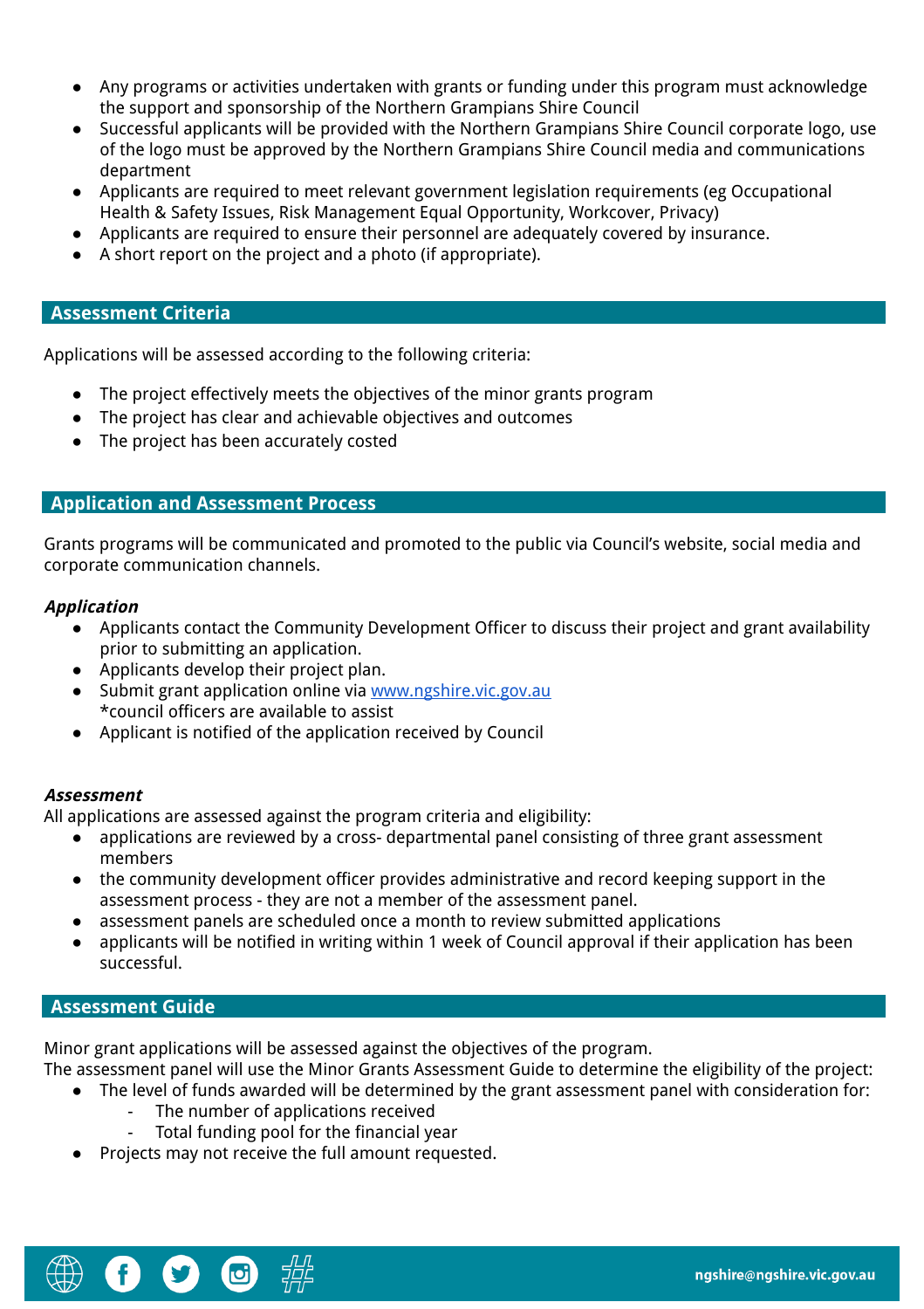- Any programs or activities undertaken with grants or funding under this program must acknowledge the support and sponsorship of the Northern Grampians Shire Council
- Successful applicants will be provided with the Northern Grampians Shire Council corporate logo, use of the logo must be approved by the Northern Grampians Shire Council media and communications department
- Applicants are required to meet relevant government legislation requirements (eg Occupational Health & Safety Issues, Risk Management Equal Opportunity, Workcover, Privacy)
- Applicants are required to ensure their personnel are adequately covered by insurance.
- A short report on the project and a photo (if appropriate).

## Assessment Criteria

Applications will be assessed according to the following criteria:

- The project effectively meets the objectives of the minor grants program
- The project has clear and achievable objectives and outcomes
- The project has been accurately costed

## Application and Assessment Process

Grants programs will be communicated and promoted to the public via Council's website, social media and corporate communication channels.

***Application***

- Applicants contact the Community Development Officer to discuss their project and grant availability prior to submitting an application.
- Applicants develop their project plan.
- Submit grant application online via [www.ngshire.vic.gov.au](www.ngshire.vic.gov.au)
  *council officers are available to assist
- Applicant is notified of the application received by Council

***Assessment***

All applications are assessed against the program criteria and eligibility:

- applications are reviewed by a cross- departmental panel consisting of three grant assessment members
- the community development officer provides administrative and record keeping support in the assessment process - they are not a member of the assessment panel.
- assessment panels are scheduled once a month to review submitted applications
- applicants will be notified in writing within 1 week of Council approval if their application has been successful.

## Assessment Guide

Minor grant applications will be assessed against the objectives of the program.
The assessment panel will use the Minor Grants Assessment Guide to determine the eligibility of the project:

- The level of funds awarded will be determined by the grant assessment panel with consideration for:
  - The number of applications received
  - Total funding pool for the financial year
- Projects may not receive the full amount requested.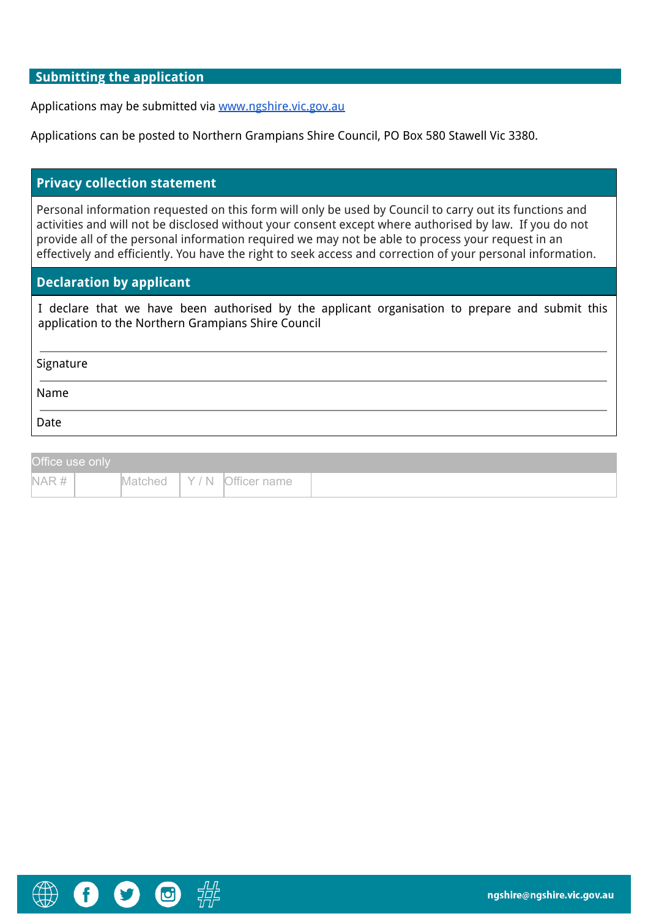## Submitting the application

Applications may be submitted via [www.ngshire.vic.gov.au](http://www.ngshire.vic.gov.au)

Applications can be posted to Northern Grampians Shire Council, PO Box 580 Stawell Vic 3380.

## Privacy collection statement

Personal information requested on this form will only be used by Council to carry out its functions and activities and will not be disclosed without your consent except where authorised by law. If you do not provide all of the personal information required we may not be able to process your request in an effectively and efficiently. You have the right to seek access and correction of your personal information.

## Declaration by applicant

I declare that we have been authorised by the applicant organisation to prepare and submit this application to the Northern Grampians Shire Council

Signature

Name

Date

| Office use only | | | | | |
|---|---|---|---|---|---|
| NAR # | | Matched | Y / N | Officer name | |

ngshire@ngshire.vic.gov.au